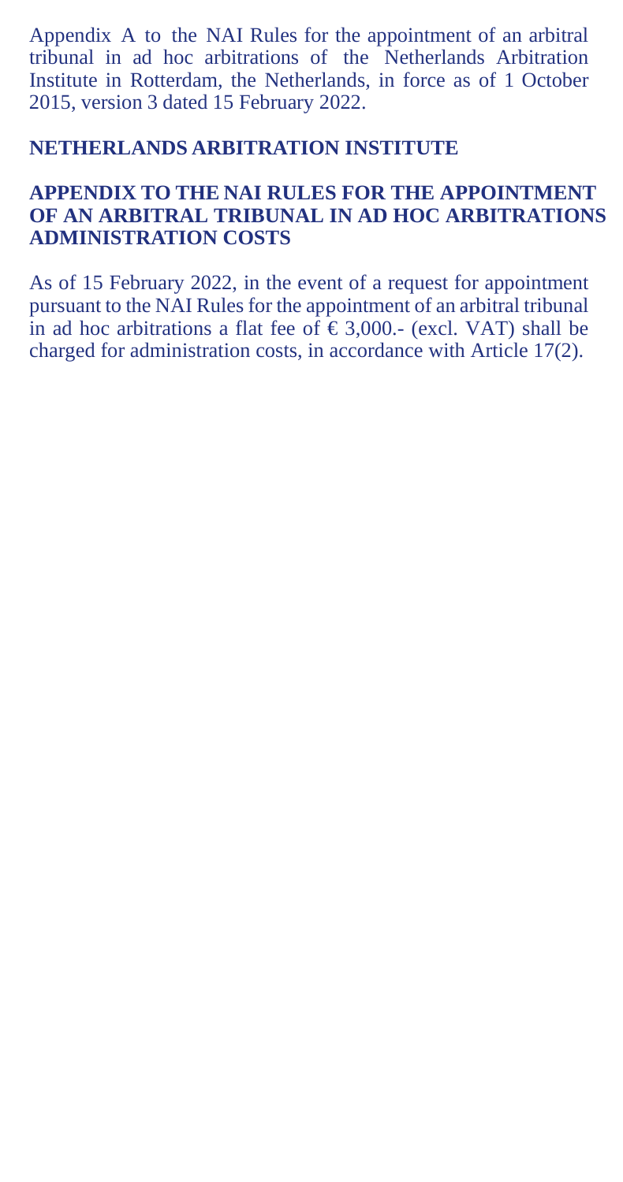Appendix A to the NAI Rules for the appointment of an arbitral tribunal in ad hoc arbitrations of the Netherlands Arbitration Institute in Rotterdam, the Netherlands, in force as of 1 October 2015, version 3 dated 15 February 2022.

## NETHERLANDS ARBITRATION INSTITUTE

## APPENDIX TO THE NAI RULES FOR THE APPOINTMENT OF AN ARBITRAL TRIBUNAL IN AD HOC ARBITRATIONS ADMINISTRATION COSTS

As of 15 February 2022, in the event of a request for appointment pursuant to the NAI Rules for the appointment of an arbitral tribunal in ad hoc arbitrations a flat fee of € 3,000.- (excl. VAT) shall be charged for administration costs, in accordance with Article 17(2).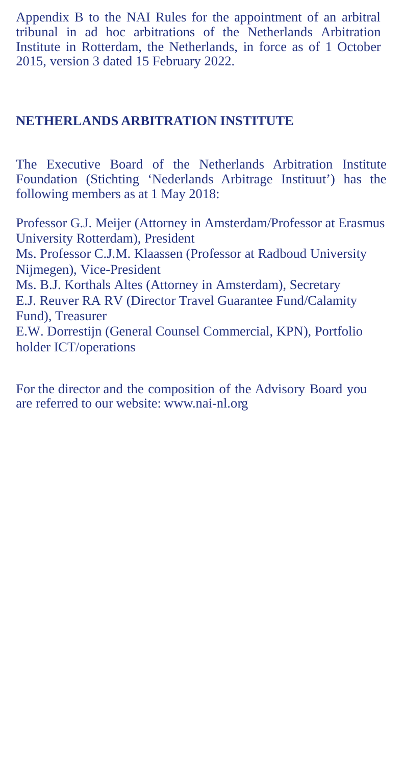Appendix B to the NAI Rules for the appointment of an arbitral tribunal in ad hoc arbitrations of the Netherlands Arbitration Institute in Rotterdam, the Netherlands, in force as of 1 October 2015, version 3 dated 15 February 2022.

## NETHERLANDS ARBITRATION INSTITUTE

The Executive Board of the Netherlands Arbitration Institute Foundation (Stichting 'Nederlands Arbitrage Instituut') has the following members as at 1 May 2018:

Professor G.J. Meijer (Attorney in Amsterdam/Professor at Erasmus University Rotterdam), President
Ms. Professor C.J.M. Klaassen (Professor at Radboud University Nijmegen), Vice-President
Ms. B.J. Korthals Altes (Attorney in Amsterdam), Secretary
E.J. Reuver RA RV (Director Travel Guarantee Fund/Calamity Fund), Treasurer
E.W. Dorrestijn (General Counsel Commercial, KPN), Portfolio holder ICT/operations

For the director and the composition of the Advisory Board you are referred to our website: www.nai-nl.org